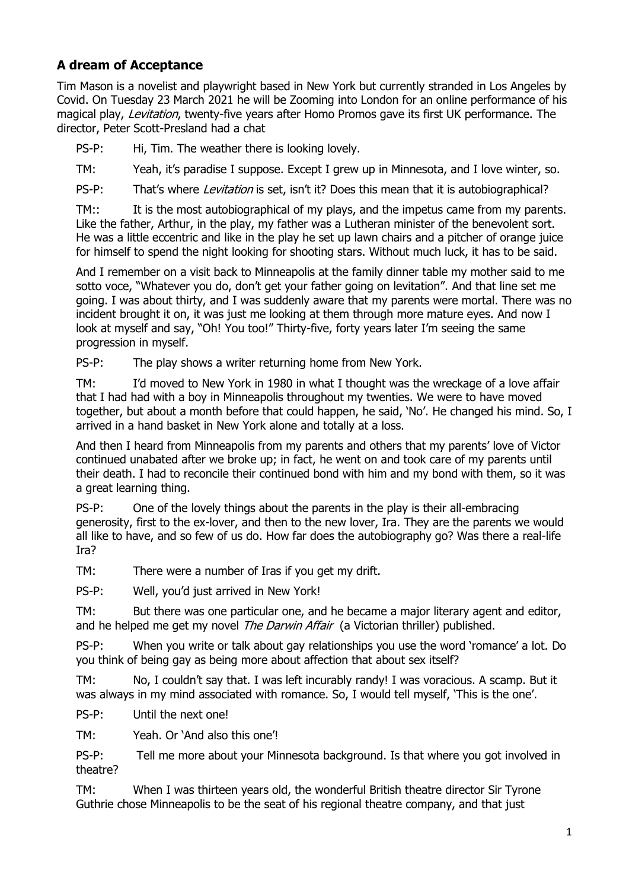## A dream of Acceptance

Tim Mason is a novelist and playwright based in New York but currently stranded in Los Angeles by Covid. On Tuesday 23 March 2021 he will be Zooming into London for an online performance of his magical play, *Levitation*, twenty-five years after Homo Promos gave its first UK performance. The director, Peter Scott-Presland had a chat

PS-P: Hi, Tim. The weather there is looking lovely.

TM: Yeah, it's paradise I suppose. Except I grew up in Minnesota, and I love winter, so.

PS-P: That's where *Levitation* is set, isn't it? Does this mean that it is autobiographical?

TM:: It is the most autobiographical of my plays, and the impetus came from my parents. Like the father, Arthur, in the play, my father was a Lutheran minister of the benevolent sort. He was a little eccentric and like in the play he set up lawn chairs and a pitcher of orange juice for himself to spend the night looking for shooting stars. Without much luck, it has to be said.

And I remember on a visit back to Minneapolis at the family dinner table my mother said to me sotto voce, "Whatever you do, don't get your father going on levitation". And that line set me going. I was about thirty, and I was suddenly aware that my parents were mortal. There was no incident brought it on, it was just me looking at them through more mature eyes. And now I look at myself and say, "Oh! You too!" Thirty-five, forty years later I'm seeing the same progression in myself.

PS-P: The play shows a writer returning home from New York.

TM: I'd moved to New York in 1980 in what I thought was the wreckage of a love affair that I had had with a boy in Minneapolis throughout my twenties. We were to have moved together, but about a month before that could happen, he said, 'No'. He changed his mind. So, I arrived in a hand basket in New York alone and totally at a loss.

And then I heard from Minneapolis from my parents and others that my parents' love of Victor continued unabated after we broke up; in fact, he went on and took care of my parents until their death. I had to reconcile their continued bond with him and my bond with them, so it was a great learning thing.

PS-P: One of the lovely things about the parents in the play is their all-embracing generosity, first to the ex-lover, and then to the new lover, Ira. They are the parents we would all like to have, and so few of us do. How far does the autobiography go? Was there a real-life Ira?

TM: There were a number of Iras if you get my drift.

PS-P: Well, you'd just arrived in New York!

TM: But there was one particular one, and he became a major literary agent and editor, and he helped me get my novel *The Darwin Affair* (a Victorian thriller) published.

PS-P: When you write or talk about gay relationships you use the word 'romance' a lot. Do you think of being gay as being more about affection that about sex itself?

TM: No, I couldn't say that. I was left incurably randy! I was voracious. A scamp. But it was always in my mind associated with romance. So, I would tell myself, 'This is the one'.

PS-P: Until the next one!

TM: Yeah. Or 'And also this one'!

PS-P: Tell me more about your Minnesota background. Is that where you got involved in theatre?

TM: When I was thirteen years old, the wonderful British theatre director Sir Tyrone Guthrie chose Minneapolis to be the seat of his regional theatre company, and that just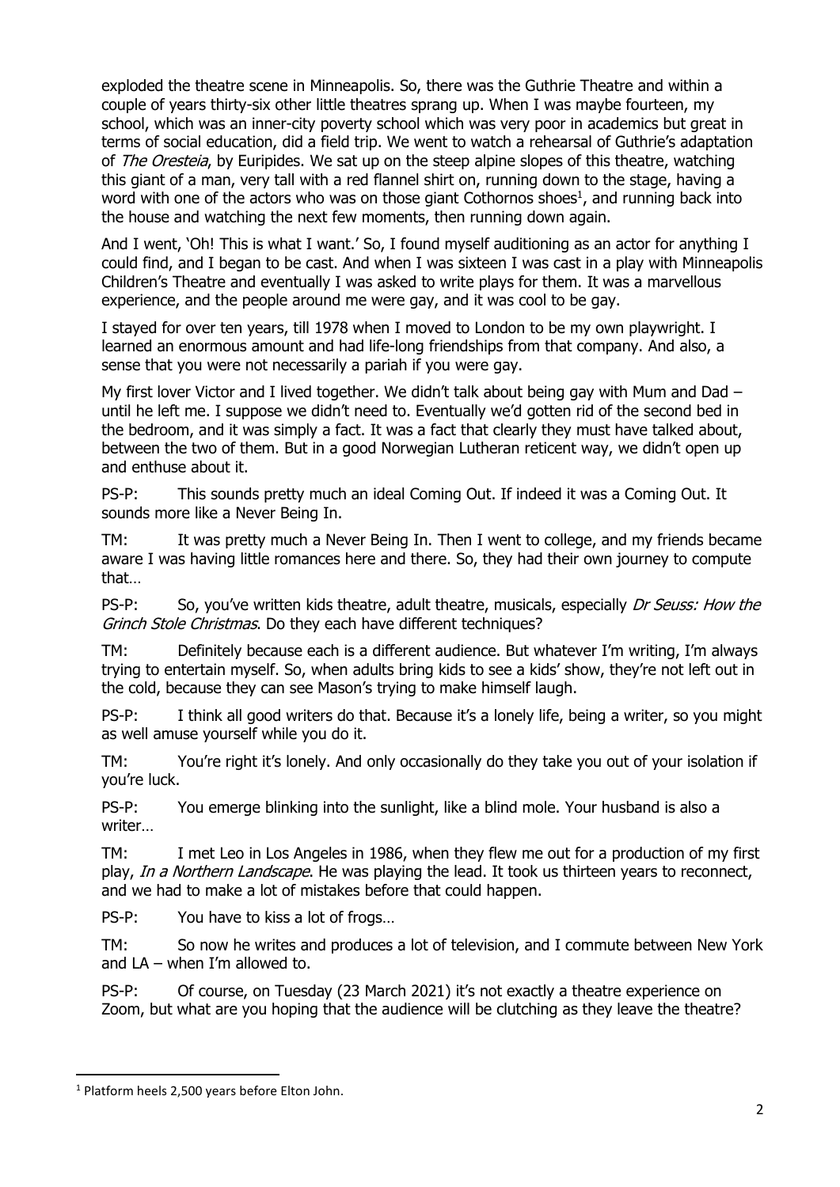exploded the theatre scene in Minneapolis. So, there was the Guthrie Theatre and within a couple of years thirty-six other little theatres sprang up. When I was maybe fourteen, my school, which was an inner-city poverty school which was very poor in academics but great in terms of social education, did a field trip. We went to watch a rehearsal of Guthrie's adaptation of *The Oresteia*, by Euripides. We sat up on the steep alpine slopes of this theatre, watching this giant of a man, very tall with a red flannel shirt on, running down to the stage, having a word with one of the actors who was on those giant Cothornos shoes[1], and running back into the house and watching the next few moments, then running down again.

And I went, 'Oh! This is what I want.' So, I found myself auditioning as an actor for anything I could find, and I began to be cast. And when I was sixteen I was cast in a play with Minneapolis Children's Theatre and eventually I was asked to write plays for them. It was a marvellous experience, and the people around me were gay, and it was cool to be gay.

I stayed for over ten years, till 1978 when I moved to London to be my own playwright. I learned an enormous amount and had life-long friendships from that company. And also, a sense that you were not necessarily a pariah if you were gay.

My first lover Victor and I lived together. We didn't talk about being gay with Mum and Dad – until he left me. I suppose we didn't need to. Eventually we'd gotten rid of the second bed in the bedroom, and it was simply a fact. It was a fact that clearly they must have talked about, between the two of them. But in a good Norwegian Lutheran reticent way, we didn't open up and enthuse about it.

PS-P: This sounds pretty much an ideal Coming Out. If indeed it was a Coming Out. It sounds more like a Never Being In.

TM: It was pretty much a Never Being In. Then I went to college, and my friends became aware I was having little romances here and there. So, they had their own journey to compute that…

PS-P: So, you've written kids theatre, adult theatre, musicals, especially *Dr Seuss: How the Grinch Stole Christmas*. Do they each have different techniques?

TM: Definitely because each is a different audience. But whatever I'm writing, I'm always trying to entertain myself. So, when adults bring kids to see a kids' show, they're not left out in the cold, because they can see Mason's trying to make himself laugh.

PS-P: I think all good writers do that. Because it's a lonely life, being a writer, so you might as well amuse yourself while you do it.

TM: You're right it's lonely. And only occasionally do they take you out of your isolation if you're luck.

PS-P: You emerge blinking into the sunlight, like a blind mole. Your husband is also a writer…

TM: I met Leo in Los Angeles in 1986, when they flew me out for a production of my first play, *In a Northern Landscape*. He was playing the lead. It took us thirteen years to reconnect, and we had to make a lot of mistakes before that could happen.

PS-P: You have to kiss a lot of frogs…

TM: So now he writes and produces a lot of television, and I commute between New York and LA – when I'm allowed to.

PS-P: Of course, on Tuesday (23 March 2021) it's not exactly a theatre experience on Zoom, but what are you hoping that the audience will be clutching as they leave the theatre?

[1] Platform heels 2,500 years before Elton John.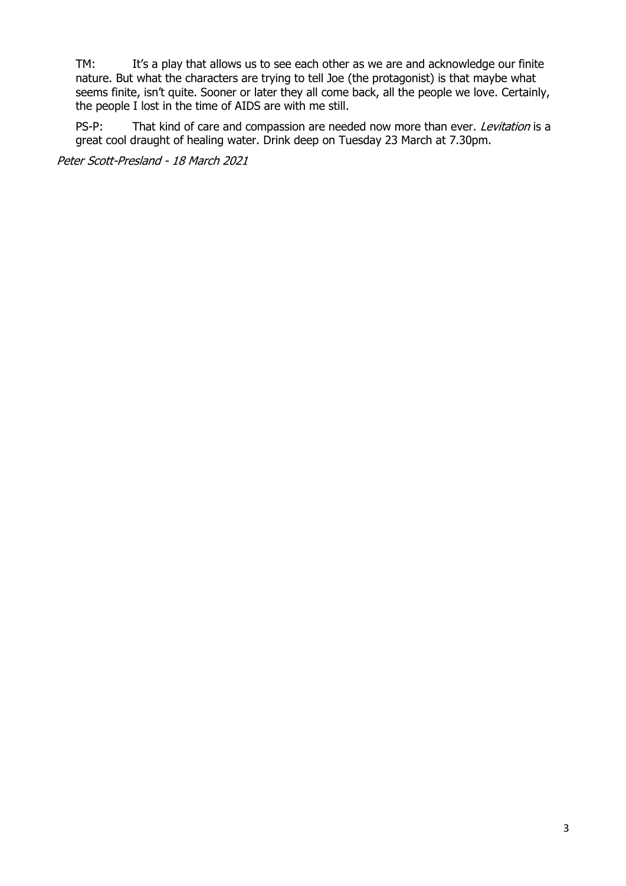TM: It's a play that allows us to see each other as we are and acknowledge our finite nature. But what the characters are trying to tell Joe (the protagonist) is that maybe what seems finite, isn't quite. Sooner or later they all come back, all the people we love. Certainly, the people I lost in the time of AIDS are with me still.

PS-P: That kind of care and compassion are needed now more than ever. *Levitation* is a great cool draught of healing water. Drink deep on Tuesday 23 March at 7.30pm.

*Peter Scott-Presland - 18 March 2021*